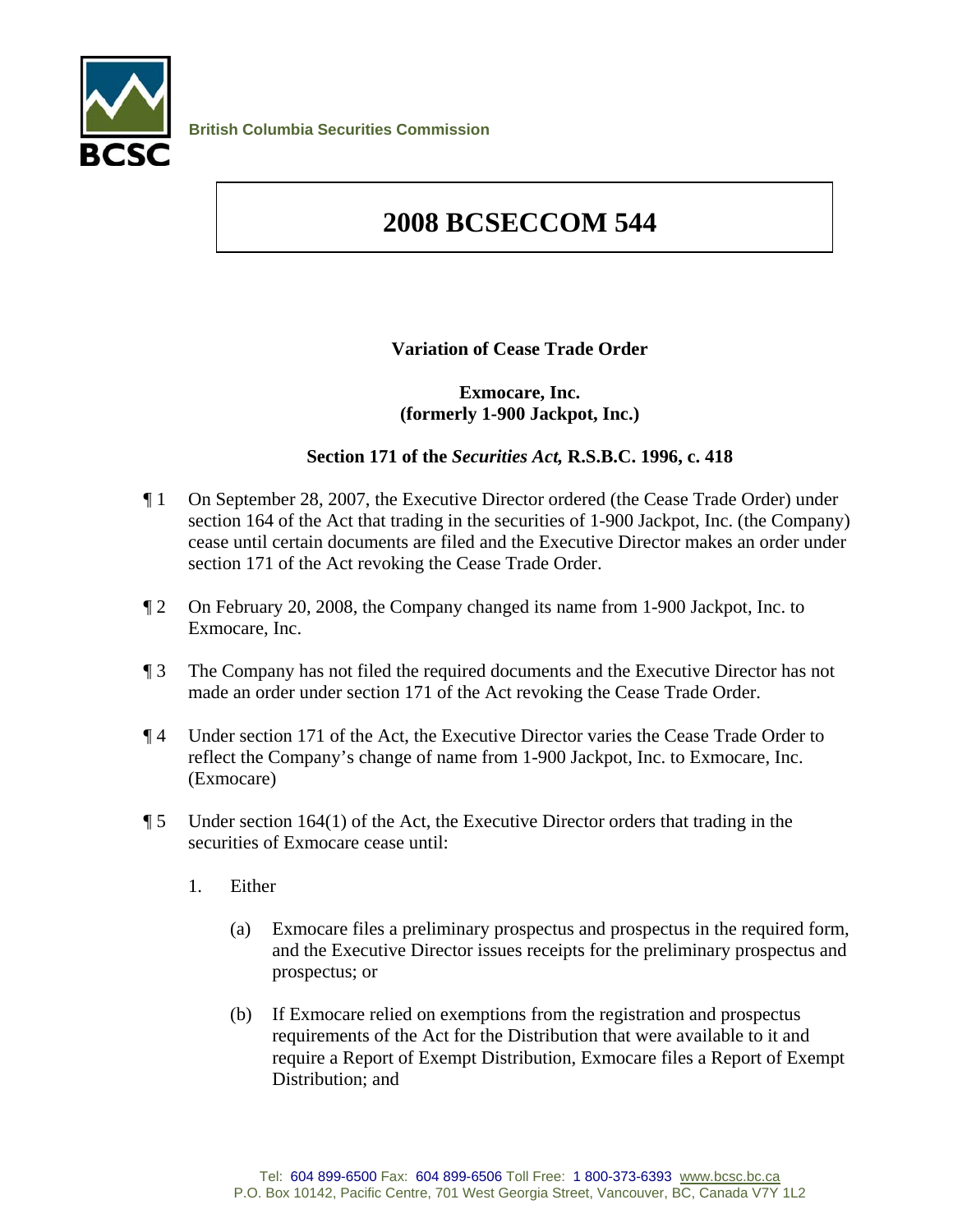British Columbia Securities Commission

# 2008 BCSECCOM 544

**Variation of Cease Trade Order**

**Exmocare, Inc.**
**(formerly 1-900 Jackpot, Inc.)**

**Section 171 of the *Securities Act,* R.S.B.C. 1996, c. 418**

¶ 1 On September 28, 2007, the Executive Director ordered (the Cease Trade Order) under section 164 of the Act that trading in the securities of 1-900 Jackpot, Inc. (the Company) cease until certain documents are filed and the Executive Director makes an order under section 171 of the Act revoking the Cease Trade Order.

¶ 2 On February 20, 2008, the Company changed its name from 1-900 Jackpot, Inc. to Exmocare, Inc.

¶ 3 The Company has not filed the required documents and the Executive Director has not made an order under section 171 of the Act revoking the Cease Trade Order.

¶ 4 Under section 171 of the Act, the Executive Director varies the Cease Trade Order to reflect the Company's change of name from 1-900 Jackpot, Inc. to Exmocare, Inc. (Exmocare)

¶ 5 Under section 164(1) of the Act, the Executive Director orders that trading in the securities of Exmocare cease until:

1. Either

    (a) Exmocare files a preliminary prospectus and prospectus in the required form, and the Executive Director issues receipts for the preliminary prospectus and prospectus; or

    (b) If Exmocare relied on exemptions from the registration and prospectus requirements of the Act for the Distribution that were available to it and require a Report of Exempt Distribution, Exmocare files a Report of Exempt Distribution; and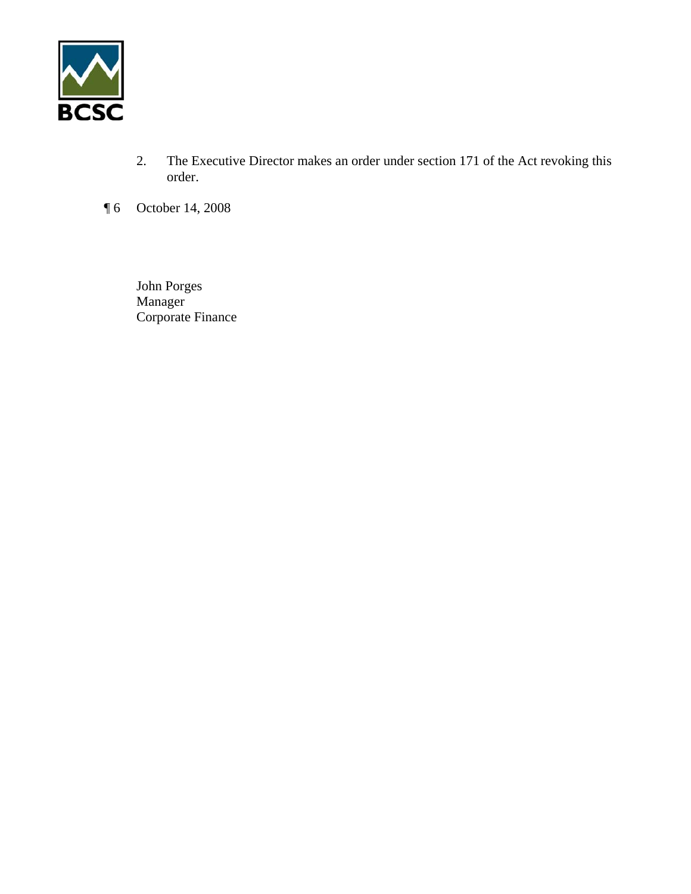2. The Executive Director makes an order under section 171 of the Act revoking this order.

¶ 6 October 14, 2008

John Porges
Manager
Corporate Finance